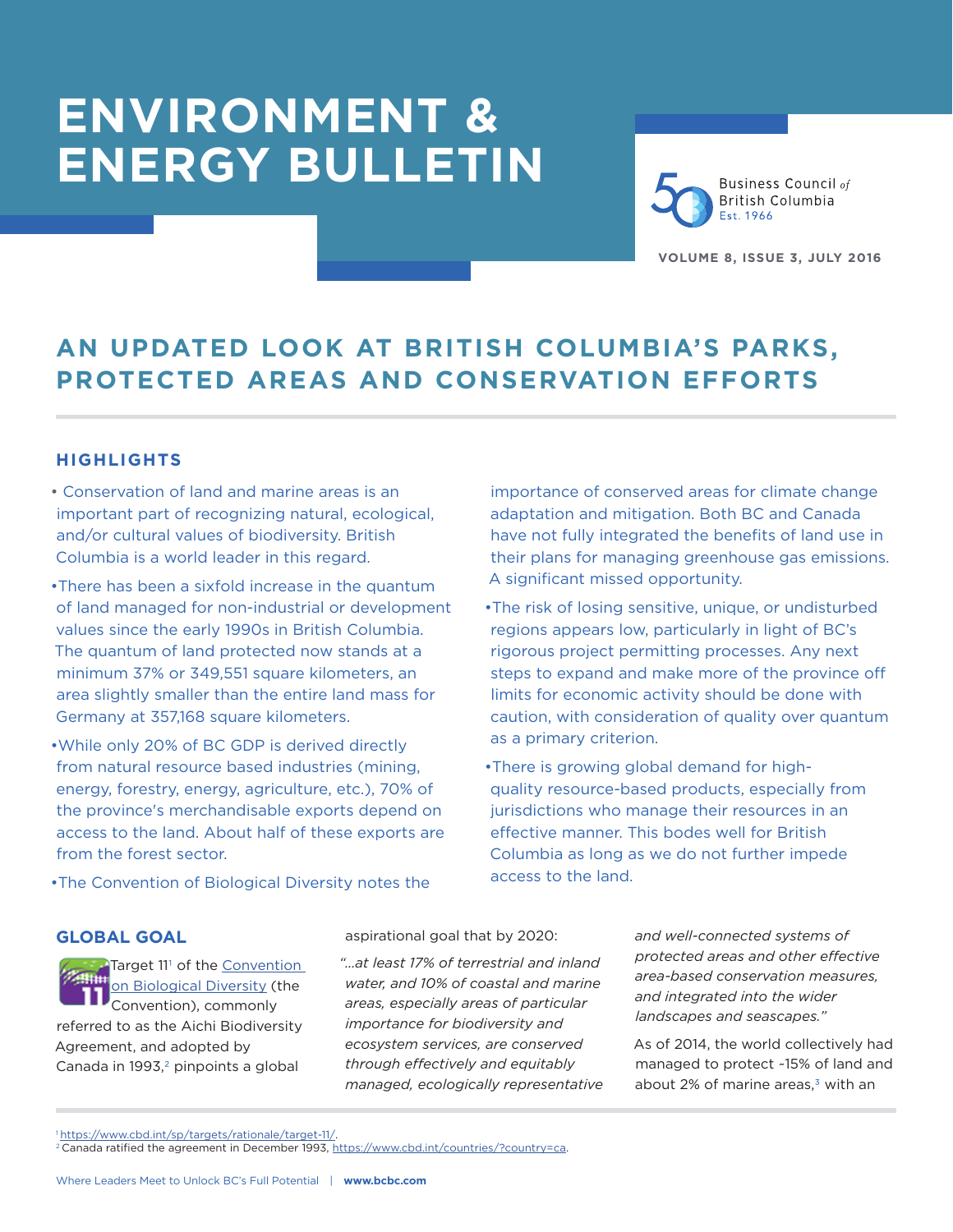# ENVIRONMENT & ENERGY BULLETIN

Business Council of British Columbia
Est. 1966

VOLUME 8, ISSUE 3, JULY 2016

## AN UPDATED LOOK AT BRITISH COLUMBIA'S PARKS, PROTECTED AREAS AND CONSERVATION EFFORTS

### HIGHLIGHTS

- Conservation of land and marine areas is an important part of recognizing natural, ecological, and/or cultural values of biodiversity. British Columbia is a world leader in this regard.
- There has been a sixfold increase in the quantum of land managed for non-industrial or development values since the early 1990s in British Columbia. The quantum of land protected now stands at a minimum 37% or 349,551 square kilometers, an area slightly smaller than the entire land mass for Germany at 357,168 square kilometers.
- While only 20% of BC GDP is derived directly from natural resource based industries (mining, energy, forestry, energy, agriculture, etc.), 70% of the province's merchandisable exports depend on access to the land. About half of these exports are from the forest sector.
- The Convention of Biological Diversity notes the importance of conserved areas for climate change adaptation and mitigation. Both BC and Canada have not fully integrated the benefits of land use in their plans for managing greenhouse gas emissions. A significant missed opportunity.
- The risk of losing sensitive, unique, or undisturbed regions appears low, particularly in light of BC's rigorous project permitting processes. Any next steps to expand and make more of the province off limits for economic activity should be done with caution, with consideration of quality over quantum as a primary criterion.
- There is growing global demand for high-quality resource-based products, especially from jurisdictions who manage their resources in an effective manner. This bodes well for British Columbia as long as we do not further impede access to the land.

### GLOBAL GOAL

Target 11[1] of the Convention on Biological Diversity (the Convention), commonly referred to as the Aichi Biodiversity Agreement, and adopted by Canada in 1993,[2] pinpoints a global aspirational goal that by 2020:

*"...at least 17% of terrestrial and inland water, and 10% of coastal and marine areas, especially areas of particular importance for biodiversity and ecosystem services, are conserved through effectively and equitably managed, ecologically representative and well-connected systems of protected areas and other effective area-based conservation measures, and integrated into the wider landscapes and seascapes."*

As of 2014, the world collectively had managed to protect ~15% of land and about 2% of marine areas,[3] with an

---

[1] https://www.cbd.int/sp/targets/rationale/target-11/.

[2] Canada ratified the agreement in December 1993, https://www.cbd.int/countries/?country=ca.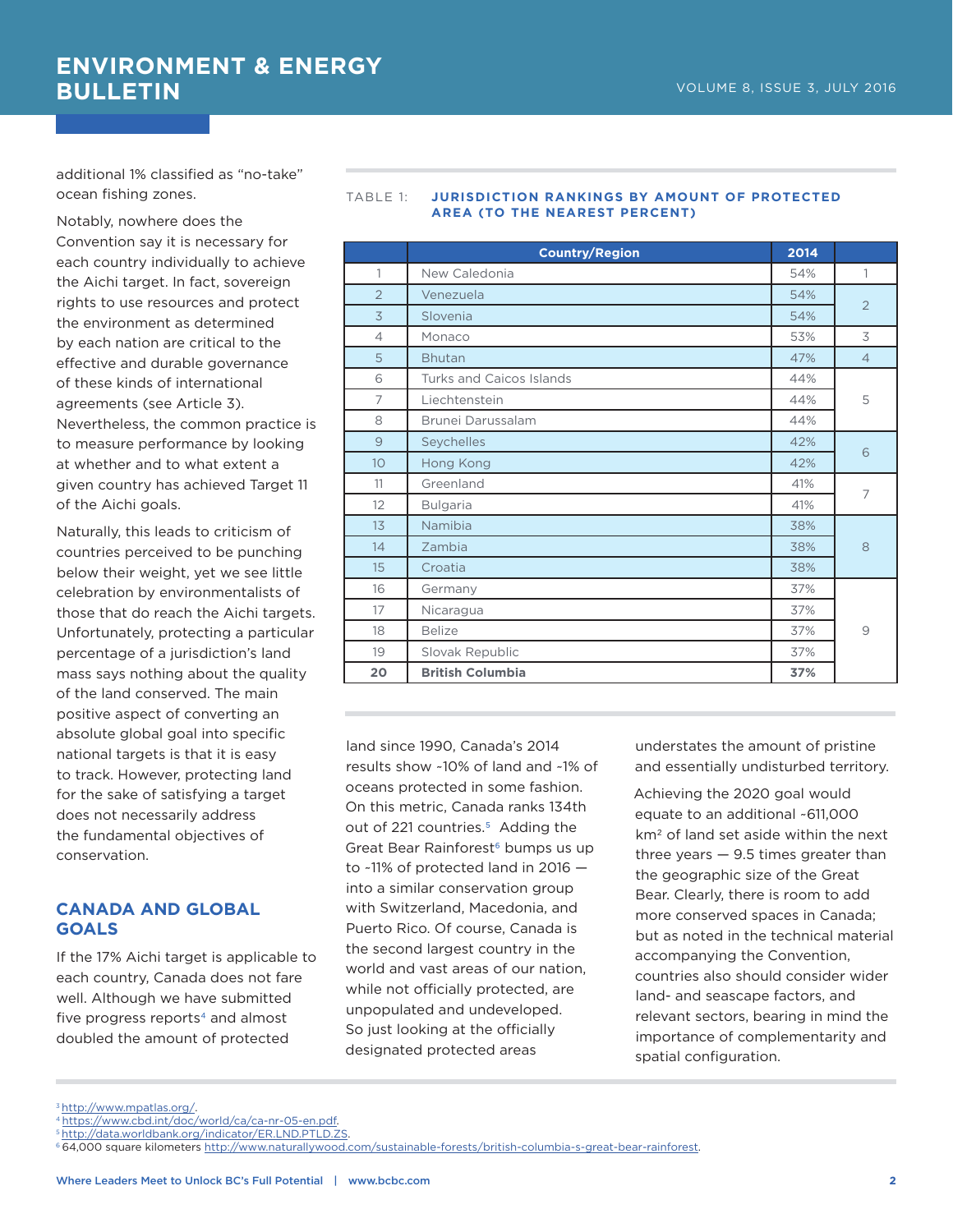additional 1% classified as "no-take" ocean fishing zones.

Notably, nowhere does the Convention say it is necessary for each country individually to achieve the Aichi target. In fact, sovereign rights to use resources and protect the environment as determined by each nation are critical to the effective and durable governance of these kinds of international agreements (see Article 3). Nevertheless, the common practice is to measure performance by looking at whether and to what extent a given country has achieved Target 11 of the Aichi goals.

Naturally, this leads to criticism of countries perceived to be punching below their weight, yet we see little celebration by environmentalists of those that do reach the Aichi targets. Unfortunately, protecting a particular percentage of a jurisdiction's land mass says nothing about the quality of the land conserved. The main positive aspect of converting an absolute global goal into specific national targets is that it is easy to track. However, protecting land for the sake of satisfying a target does not necessarily address the fundamental objectives of conservation.

TABLE 1: **JURISDICTION RANKINGS BY AMOUNT OF PROTECTED AREA (TO THE NEAREST PERCENT)**

| | Country/Region | 2014 | |
|---|---|---|---|
| 1 | New Caledonia | 54% | 1 |
| 2 | Venezuela | 54% | 2 |
| 3 | Slovenia | 54% | |
| 4 | Monaco | 53% | 3 |
| 5 | Bhutan | 47% | 4 |
| 6 | Turks and Caicos Islands | 44% | 5 |
| 7 | Liechtenstein | 44% | |
| 8 | Brunei Darussalam | 44% | |
| 9 | Seychelles | 42% | 6 |
| 10 | Hong Kong | 42% | |
| 11 | Greenland | 41% | 7 |
| 12 | Bulgaria | 41% | |
| 13 | Namibia | 38% | 8 |
| 14 | Zambia | 38% | |
| 15 | Croatia | 38% | |
| 16 | Germany | 37% | 9 |
| 17 | Nicaragua | 37% | |
| 18 | Belize | 37% | |
| 19 | Slovak Republic | 37% | |
| **20** | **British Columbia** | **37%** | |

## CANADA AND GLOBAL GOALS

If the 17% Aichi target is applicable to each country, Canada does not fare well. Although we have submitted five progress reports[4] and almost doubled the amount of protected land since 1990, Canada's 2014 results show ~10% of land and ~1% of oceans protected in some fashion. On this metric, Canada ranks 134th out of 221 countries.[5] Adding the Great Bear Rainforest[6] bumps us up to ~11% of protected land in 2016 — into a similar conservation group with Switzerland, Macedonia, and Puerto Rico. Of course, Canada is the second largest country in the world and vast areas of our nation, while not officially protected, are unpopulated and undeveloped. So just looking at the officially designated protected areas understates the amount of pristine and essentially undisturbed territory.

Achieving the 2020 goal would equate to an additional ~611,000 km$^2$ of land set aside within the next three years — 9.5 times greater than the geographic size of the Great Bear. Clearly, there is room to add more conserved spaces in Canada; but as noted in the technical material accompanying the Convention, countries also should consider wider land- and seascape factors, and relevant sectors, bearing in mind the importance of complementarity and spatial configuration.

---

[3] http://www.mpatlas.org/.
[4] https://www.cbd.int/doc/world/ca/ca-nr-05-en.pdf.
[5] http://data.worldbank.org/indicator/ER.LND.PTLD.ZS.
[6] 64,000 square kilometers http://www.naturallywood.com/sustainable-forests/british-columbia-s-great-bear-rainforest.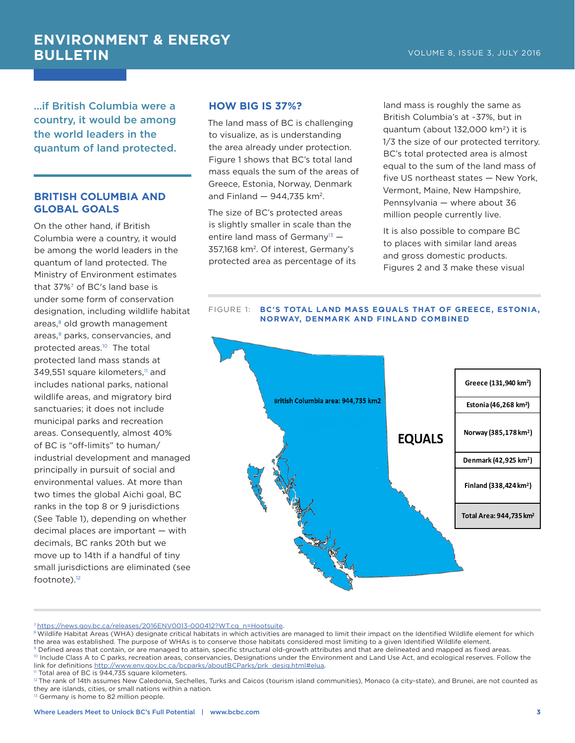...if British Columbia were a country, it would be among the world leaders in the quantum of land protected.

## BRITISH COLUMBIA AND GLOBAL GOALS

On the other hand, if British Columbia were a country, it would be among the world leaders in the quantum of land protected. The Ministry of Environment estimates that 37%[7] of BC's land base is under some form of conservation designation, including wildlife habitat areas,[8] old growth management areas,[9] parks, conservancies, and protected areas.[10] The total protected land mass stands at 349,551 square kilometers,[11] and includes national parks, national wildlife areas, and migratory bird sanctuaries; it does not include municipal parks and recreation areas. Consequently, almost 40% of BC is "off-limits" to human/industrial development and managed principally in pursuit of social and environmental values. At more than two times the global Aichi goal, BC ranks in the top 8 or 9 jurisdictions (See Table 1), depending on whether decimal places are important — with decimals, BC ranks 20th but we move up to 14th if a handful of tiny small jurisdictions are eliminated (see footnote).[12]

## HOW BIG IS 37%?

The land mass of BC is challenging to visualize, as is understanding the area already under protection. Figure 1 shows that BC's total land mass equals the sum of the areas of Greece, Estonia, Norway, Denmark and Finland — 944,735 km$^2$.

The size of BC's protected areas is slightly smaller in scale than the entire land mass of Germany[13] — 357,168 km$^2$. Of interest, Germany's protected area as percentage of its land mass is roughly the same as British Columbia's at ~37%, but in quantum (about 132,000 km$^2$) it is 1/3 the size of our protected territory. BC's total protected area is almost equal to the sum of the land mass of five US northeast states — New York, Vermont, Maine, New Hampshire, Pennsylvania — where about 36 million people currently live.

It is also possible to compare BC to places with similar land areas and gross domestic products. Figures 2 and 3 make these visual

FIGURE 1: **BC'S TOTAL LAND MASS EQUALS THAT OF GREECE, ESTONIA, NORWAY, DENMARK AND FINLAND COMBINED**

British Columbia area: 944,735 km2

**EQUALS**

| |
|---|
| Greece (131,940 km$^2$) |
| Estonia (46,268 km$^2$) |
| Norway (385,178 km$^2$) |
| Denmark (42,925 km$^2$) |
| Finland (338,424 km$^2$) |
| Total Area: 944,735 km$^2$ |

---

[7] https://news.gov.bc.ca/releases/2016ENV0013-000412?WT.cg_n=Hootsuite.
[8] Wildlife Habitat Areas (WHA) designate critical habitats in which activities are managed to limit their impact on the Identified Wildlife element for which the area was established. The purpose of WHAs is to conserve those habitats considered most limiting to a given Identified Wildlife element.
[9] Defined areas that contain, or are managed to attain, specific structural old-growth attributes and that are delineated and mapped as fixed areas.
[10] Include Class A to C parks, recreation areas, conservancies, Designations under the Environment and Land Use Act, and ecological reserves. Follow the link for definitions http://www.env.gov.bc.ca/bcparks/aboutBCParks/prk_desig.html#elua.
[11] Total area of BC is 944,735 square kilometers.
[12] The rank of 14th assumes New Caledonia, Sechelles, Turks and Caicos (tourism island communities), Monaco (a city-state), and Brunei, are not counted as they are islands, cities, or small nations within a nation.
[13] Germany is home to 82 million people.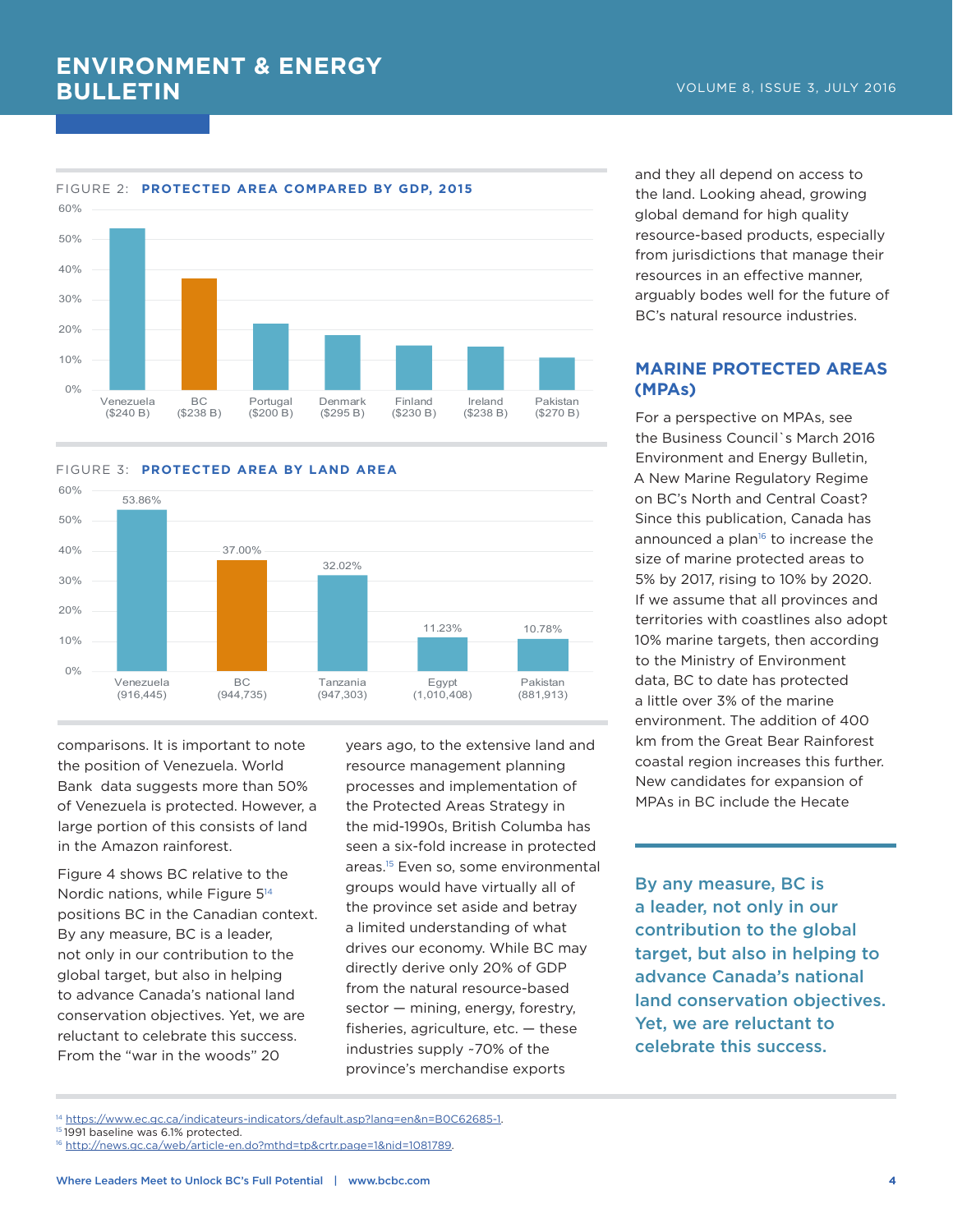FIGURE 2: **PROTECTED AREA COMPARED BY GDP, 2015**

| Country | Protected area |
|---|---|
| Venezuela ($240 B) | ~54% |
| BC ($238 B) | ~37% |
| Portugal ($200 B) | ~22% |
| Denmark ($295 B) | ~18% |
| Finland ($230 B) | ~15% |
| Ireland ($238 B) | ~14% |
| Pakistan ($270 B) | ~11% |

FIGURE 3: **PROTECTED AREA BY LAND AREA**

| Country | Protected area |
|---|---|
| Venezuela (916,445) | 53.86% |
| BC (944,735) | 37.00% |
| Tanzania (947,303) | 32.02% |
| Egypt (1,010,408) | 11.23% |
| Pakistan (881,913) | 10.78% |

comparisons. It is important to note the position of Venezuela. World Bank data suggests more than 50% of Venezuela is protected. However, a large portion of this consists of land in the Amazon rainforest.

Figure 4 shows BC relative to the Nordic nations, while Figure 5[14] positions BC in the Canadian context. By any measure, BC is a leader, not only in our contribution to the global target, but also in helping to advance Canada's national land conservation objectives. Yet, we are reluctant to celebrate this success. From the "war in the woods" 20 years ago, to the extensive land and resource management planning processes and implementation of the Protected Areas Strategy in the mid-1990s, British Columbia has seen a six-fold increase in protected areas.[15] Even so, some environmental groups would have virtually all of the province set aside and betray a limited understanding of what drives our economy. While BC may directly derive only 20% of GDP from the natural resource-based sector — mining, energy, forestry, fisheries, agriculture, etc. — these industries supply ~70% of the province's merchandise exports and they all depend on access to the land. Looking ahead, growing global demand for high quality resource-based products, especially from jurisdictions that manage their resources in an effective manner, arguably bodes well for the future of BC's natural resource industries.

## MARINE PROTECTED AREAS (MPAs)

For a perspective on MPAs, see the Business Council`s March 2016 Environment and Energy Bulletin, A New Marine Regulatory Regime on BC's North and Central Coast? Since this publication, Canada has announced a plan[16] to increase the size of marine protected areas to 5% by 2017, rising to 10% by 2020. If we assume that all provinces and territories with coastlines also adopt 10% marine targets, then according to the Ministry of Environment data, BC to date has protected a little over 3% of the marine environment. The addition of 400 km from the Great Bear Rainforest coastal region increases this further. New candidates for expansion of MPAs in BC include the Hecate

**By any measure, BC is a leader, not only in our contribution to the global target, but also in helping to advance Canada's national land conservation objectives. Yet, we are reluctant to celebrate this success.**

---

[14] https://www.ec.gc.ca/indicateurs-indicators/default.asp?lang=en&n=B0C62685-1.
[15] 1991 baseline was 6.1% protected.
[16] http://news.gc.ca/web/article-en.do?mthd=tp&crtr.page=1&nid=1081789.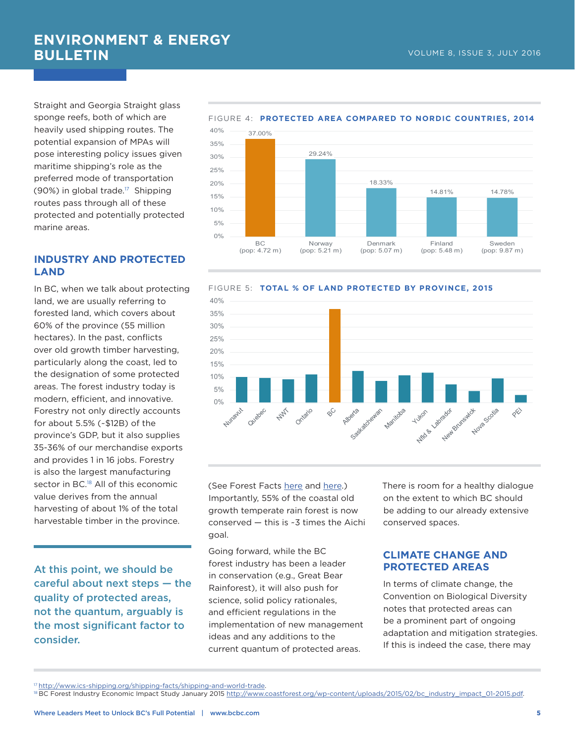Straight and Georgia Straight glass sponge reefs, both of which are heavily used shipping routes. The potential expansion of MPAs will pose interesting policy issues given maritime shipping's role as the preferred mode of transportation (90%) in global trade.[17] Shipping routes pass through all of these protected and potentially protected marine areas.

## INDUSTRY AND PROTECTED LAND

In BC, when we talk about protecting land, we are usually referring to forested land, which covers about 60% of the province (55 million hectares). In the past, conflicts over old growth timber harvesting, particularly along the coast, led to the designation of some protected areas. The forest industry today is modern, efficient, and innovative. Forestry not only directly accounts for about 5.5% (~$12B) of the province's GDP, but it also supplies 35-36% of our merchandise exports and provides 1 in 16 jobs. Forestry is also the largest manufacturing sector in BC.[18] All of this economic value derives from the annual harvesting of about 1% of the total harvestable timber in the province.

**At this point, we should be careful about next steps — the quality of protected areas, not the quantum, arguably is the most significant factor to consider.**

FIGURE 4: **PROTECTED AREA COMPARED TO NORDIC COUNTRIES, 2014**

| Country | Protected area |
|---|---|
| BC (pop: 4.72 m) | 37.00% |
| Norway (pop: 5.21 m) | 29.24% |
| Denmark (pop: 5.07 m) | 18.33% |
| Finland (pop: 5.48 m) | 14.81% |
| Sweden (pop: 9.87 m) | 14.78% |

FIGURE 5: **TOTAL % OF LAND PROTECTED BY PROVINCE, 2015**

(Bar chart with y-axis 0%–40%; categories: Nunavut, Quebec, NWT, Ontario, BC, Alberta, Saskatchewan, Manitoba, Yukon, Nfld & Labrador, New Brunswick, Nova Scotia, PEI)

(See Forest Facts here and here.) Importantly, 55% of the coastal old growth temperate rain forest is now conserved — this is ~3 times the Aichi goal.

Going forward, while the BC forest industry has been a leader in conservation (e.g., Great Bear Rainforest), it will also push for science, solid policy rationales, and efficient regulations in the implementation of new management ideas and any additions to the current quantum of protected areas.

There is room for a healthy dialogue on the extent to which BC should be adding to our already extensive conserved spaces.

## CLIMATE CHANGE AND PROTECTED AREAS

In terms of climate change, the Convention on Biological Diversity notes that protected areas can be a prominent part of ongoing adaptation and mitigation strategies. If this is indeed the case, there may

[17] http://www.ics-shipping.org/shipping-facts/shipping-and-world-trade.
[18] BC Forest Industry Economic Impact Study January 2015 http://www.coastforest.org/wp-content/uploads/2015/02/bc_industry_impact_01-2015.pdf.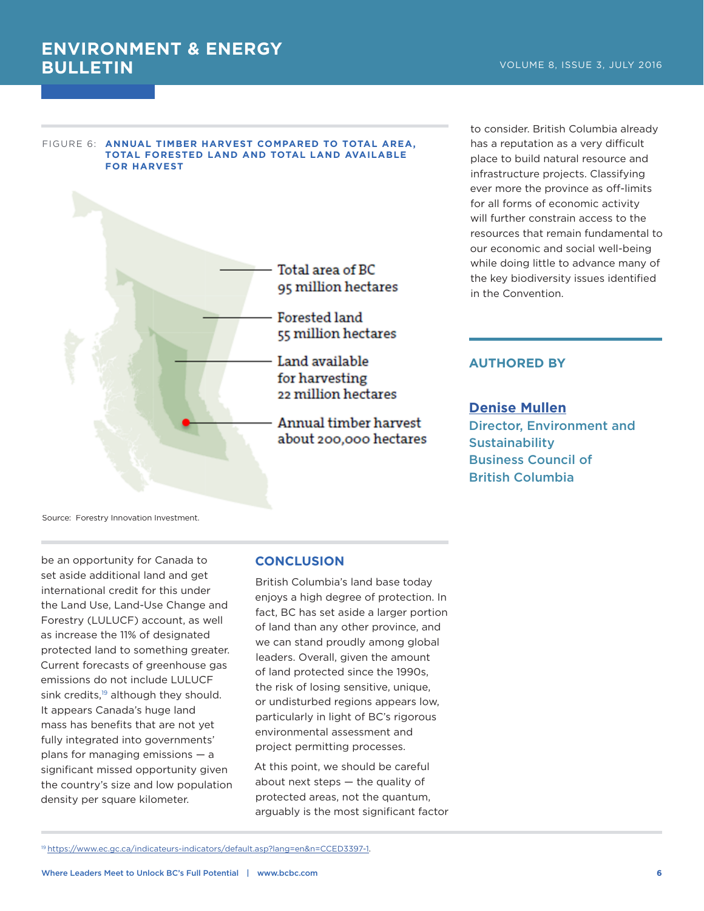FIGURE 6: **ANNUAL TIMBER HARVEST COMPARED TO TOTAL AREA, TOTAL FORESTED LAND AND TOTAL LAND AVAILABLE FOR HARVEST**

Total area of BC
95 million hectares

Forested land
55 million hectares

Land available
for harvesting
22 million hectares

Annual timber harvest
about 200,000 hectares

Source: Forestry Innovation Investment.

be an opportunity for Canada to set aside additional land and get international credit for this under the Land Use, Land-Use Change and Forestry (LULUCF) account, as well as increase the 11% of designated protected land to something greater. Current forecasts of greenhouse gas emissions do not include LULUCF sink credits,[19] although they should. It appears Canada's huge land mass has benefits that are not yet fully integrated into governments' plans for managing emissions — a significant missed opportunity given the country's size and low population density per square kilometer.

## CONCLUSION

British Columbia's land base today enjoys a high degree of protection. In fact, BC has set aside a larger portion of land than any other province, and we can stand proudly among global leaders. Overall, given the amount of land protected since the 1990s, the risk of losing sensitive, unique, or undisturbed regions appears low, particularly in light of BC's rigorous environmental assessment and project permitting processes.

At this point, we should be careful about next steps — the quality of protected areas, not the quantum, arguably is the most significant factor to consider. British Columbia already has a reputation as a very difficult place to build natural resource and infrastructure projects. Classifying ever more the province as off-limits for all forms of economic activity will further constrain access to the resources that remain fundamental to our economic and social well-being while doing little to advance many of the key biodiversity issues identified in the Convention.

### AUTHORED BY

**Denise Mullen**
Director, Environment and Sustainability
Business Council of British Columbia

[19] https://www.ec.gc.ca/indicateurs-indicators/default.asp?lang=en&n=CCED3397-1.